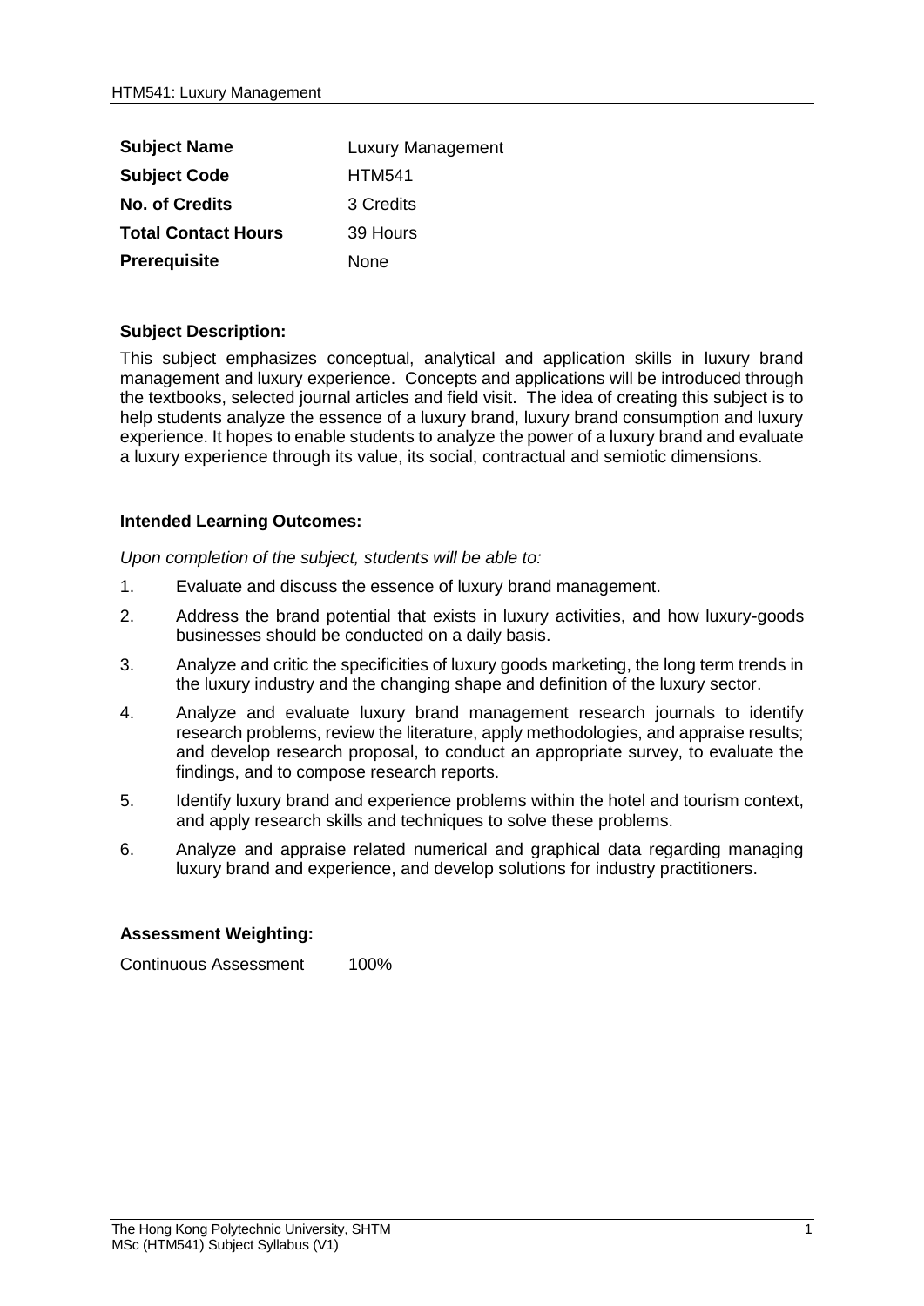| | |
|---|---|
| **Subject Name** | Luxury Management |
| **Subject Code** | HTM541 |
| **No. of Credits** | 3 Credits |
| **Total Contact Hours** | 39 Hours |
| **Prerequisite** | None |

### Subject Description:

This subject emphasizes conceptual, analytical and application skills in luxury brand management and luxury experience. Concepts and applications will be introduced through the textbooks, selected journal articles and field visit. The idea of creating this subject is to help students analyze the essence of a luxury brand, luxury brand consumption and luxury experience. It hopes to enable students to analyze the power of a luxury brand and evaluate a luxury experience through its value, its social, contractual and semiotic dimensions.

### Intended Learning Outcomes:

*Upon completion of the subject, students will be able to:*

1. Evaluate and discuss the essence of luxury brand management.
2. Address the brand potential that exists in luxury activities, and how luxury-goods businesses should be conducted on a daily basis.
3. Analyze and critic the specificities of luxury goods marketing, the long term trends in the luxury industry and the changing shape and definition of the luxury sector.
4. Analyze and evaluate luxury brand management research journals to identify research problems, review the literature, apply methodologies, and appraise results; and develop research proposal, to conduct an appropriate survey, to evaluate the findings, and to compose research reports.
5. Identify luxury brand and experience problems within the hotel and tourism context, and apply research skills and techniques to solve these problems.
6. Analyze and appraise related numerical and graphical data regarding managing luxury brand and experience, and develop solutions for industry practitioners.

### Assessment Weighting:

Continuous Assessment 100%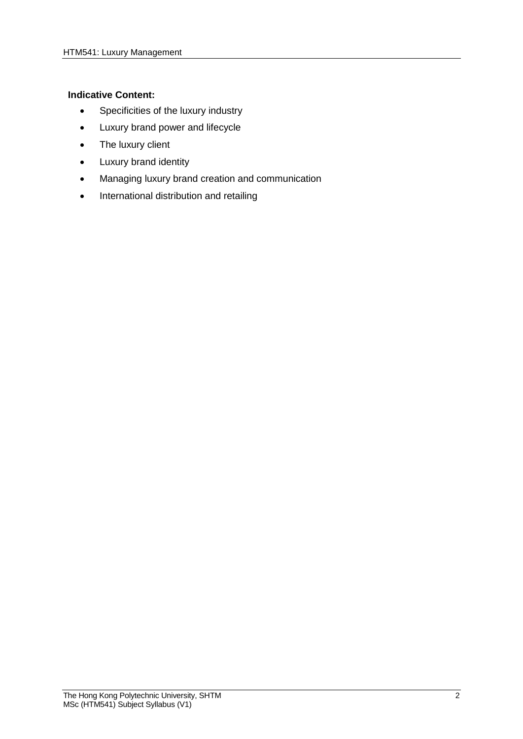**Indicative Content:**

- Specificities of the luxury industry
- Luxury brand power and lifecycle
- The luxury client
- Luxury brand identity
- Managing luxury brand creation and communication
- International distribution and retailing